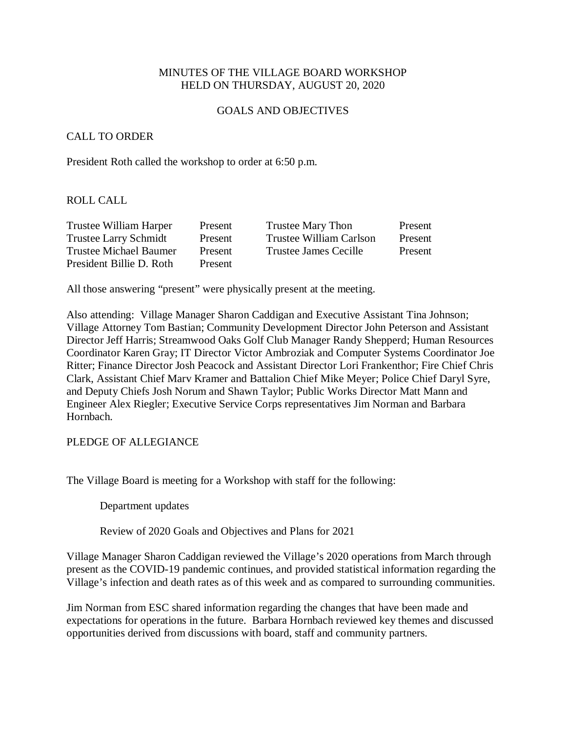# MINUTES OF THE VILLAGE BOARD WORKSHOP HELD ON THURSDAY, AUGUST 20, 2020

## GOALS AND OBJECTIVES

## CALL TO ORDER

President Roth called the workshop to order at 6:50 p.m.

## ROLL CALL

| | | | |
|---|---|---|---|
| Trustee William Harper | Present | Trustee Mary Thon | Present |
| Trustee Larry Schmidt | Present | Trustee William Carlson | Present |
| Trustee Michael Baumer | Present | Trustee James Cecille | Present |
| President Billie D. Roth | Present | | |

All those answering "present" were physically present at the meeting.

Also attending: Village Manager Sharon Caddigan and Executive Assistant Tina Johnson; Village Attorney Tom Bastian; Community Development Director John Peterson and Assistant Director Jeff Harris; Streamwood Oaks Golf Club Manager Randy Shepperd; Human Resources Coordinator Karen Gray; IT Director Victor Ambroziak and Computer Systems Coordinator Joe Ritter; Finance Director Josh Peacock and Assistant Director Lori Frankenthor; Fire Chief Chris Clark, Assistant Chief Marv Kramer and Battalion Chief Mike Meyer; Police Chief Daryl Syre, and Deputy Chiefs Josh Norum and Shawn Taylor; Public Works Director Matt Mann and Engineer Alex Riegler; Executive Service Corps representatives Jim Norman and Barbara Hornbach.

## PLEDGE OF ALLEGIANCE

The Village Board is meeting for a Workshop with staff for the following:

Department updates

Review of 2020 Goals and Objectives and Plans for 2021

Village Manager Sharon Caddigan reviewed the Village's 2020 operations from March through present as the COVID-19 pandemic continues, and provided statistical information regarding the Village's infection and death rates as of this week and as compared to surrounding communities.

Jim Norman from ESC shared information regarding the changes that have been made and expectations for operations in the future. Barbara Hornbach reviewed key themes and discussed opportunities derived from discussions with board, staff and community partners.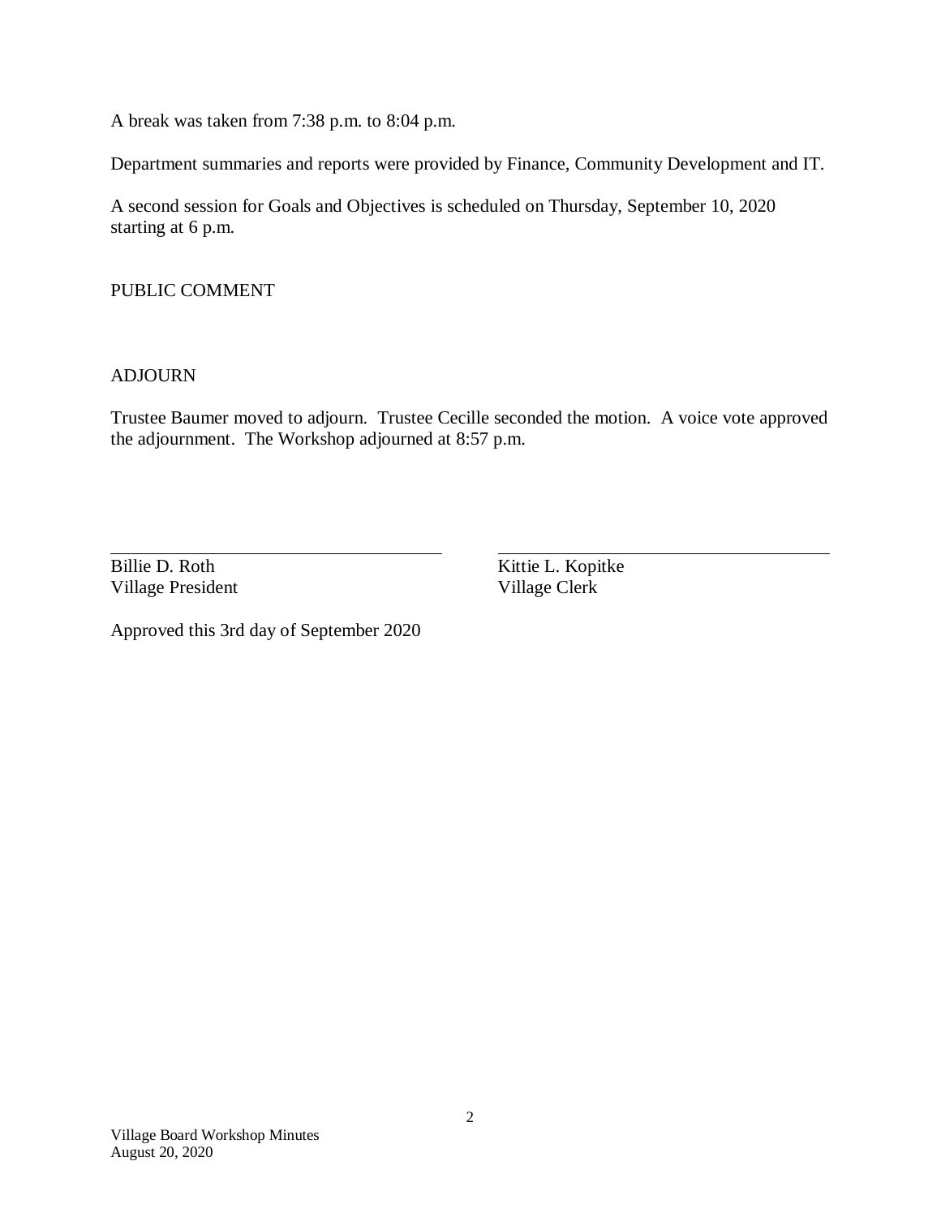A break was taken from 7:38 p.m. to 8:04 p.m.

Department summaries and reports were provided by Finance, Community Development and IT.

A second session for Goals and Objectives is scheduled on Thursday, September 10, 2020 starting at 6 p.m.

PUBLIC COMMENT

ADJOURN

Trustee Baumer moved to adjourn. Trustee Cecille seconded the motion. A voice vote approved the adjournment. The Workshop adjourned at 8:57 p.m.

| | |
|---|---|
| Billie D. Roth<br>Village President | Kittie L. Kopitke<br>Village Clerk |

Approved this 3rd day of September 2020